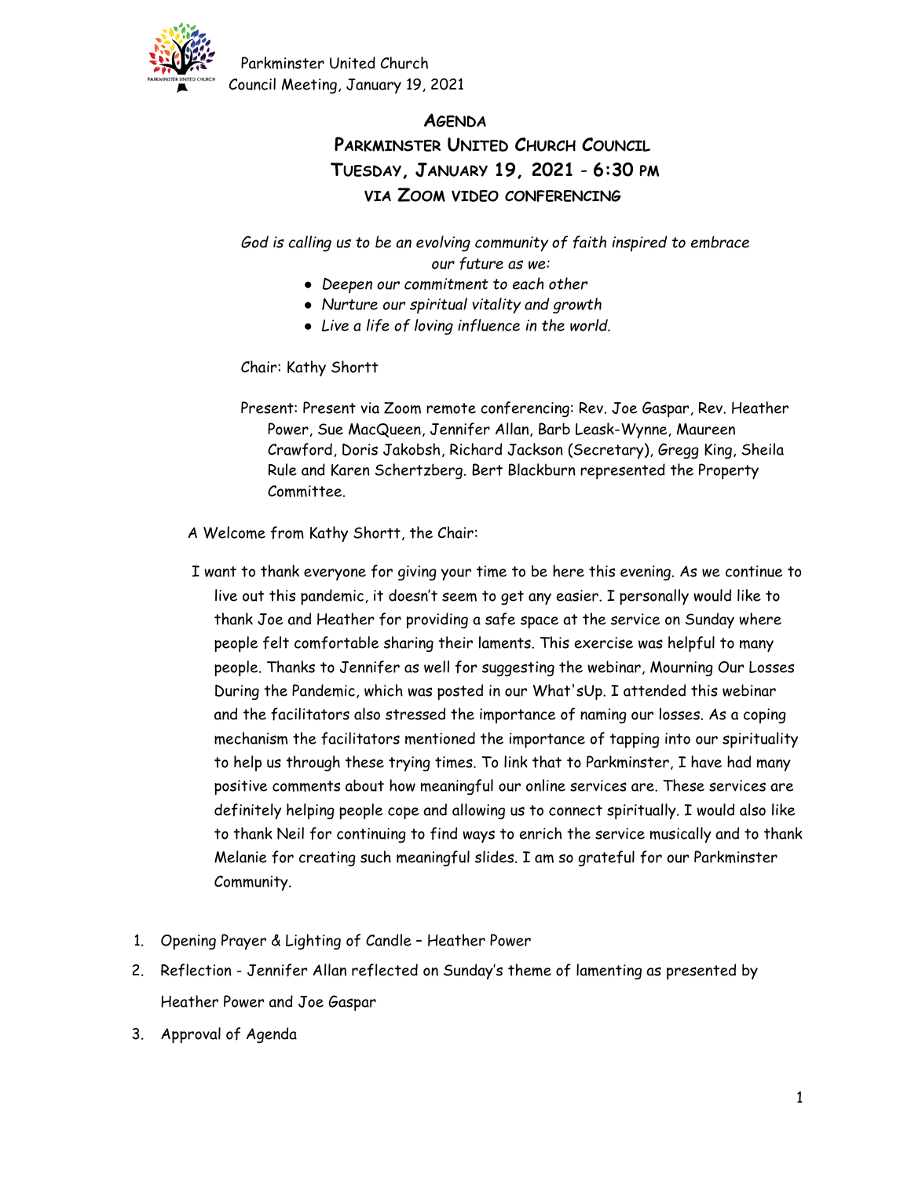Parkminster United Church
Council Meeting, January 19, 2021

# AGENDA
# PARKMINSTER UNITED CHURCH COUNCIL
## TUESDAY, JANUARY 19, 2021 - 6:30 PM
### VIA ZOOM VIDEO CONFERENCING

*God is calling us to be an evolving community of faith inspired to embrace our future as we:*

- *Deepen our commitment to each other*
- *Nurture our spiritual vitality and growth*
- *Live a life of loving influence in the world.*

Chair: Kathy Shortt

Present: Present via Zoom remote conferencing: Rev. Joe Gaspar, Rev. Heather Power, Sue MacQueen, Jennifer Allan, Barb Leask-Wynne, Maureen Crawford, Doris Jakobsh, Richard Jackson (Secretary), Gregg King, Sheila Rule and Karen Schertzberg. Bert Blackburn represented the Property Committee.

A Welcome from Kathy Shortt, the Chair:

I want to thank everyone for giving your time to be here this evening. As we continue to live out this pandemic, it doesn't seem to get any easier. I personally would like to thank Joe and Heather for providing a safe space at the service on Sunday where people felt comfortable sharing their laments. This exercise was helpful to many people. Thanks to Jennifer as well for suggesting the webinar, Mourning Our Losses During the Pandemic, which was posted in our What'sUp. I attended this webinar and the facilitators also stressed the importance of naming our losses. As a coping mechanism the facilitators mentioned the importance of tapping into our spirituality to help us through these trying times. To link that to Parkminster, I have had many positive comments about how meaningful our online services are. These services are definitely helping people cope and allowing us to connect spiritually. I would also like to thank Neil for continuing to find ways to enrich the service musically and to thank Melanie for creating such meaningful slides. I am so grateful for our Parkminster Community.

1. Opening Prayer & Lighting of Candle – Heather Power
2. Reflection - Jennifer Allan reflected on Sunday's theme of lamenting as presented by Heather Power and Joe Gaspar
3. Approval of Agenda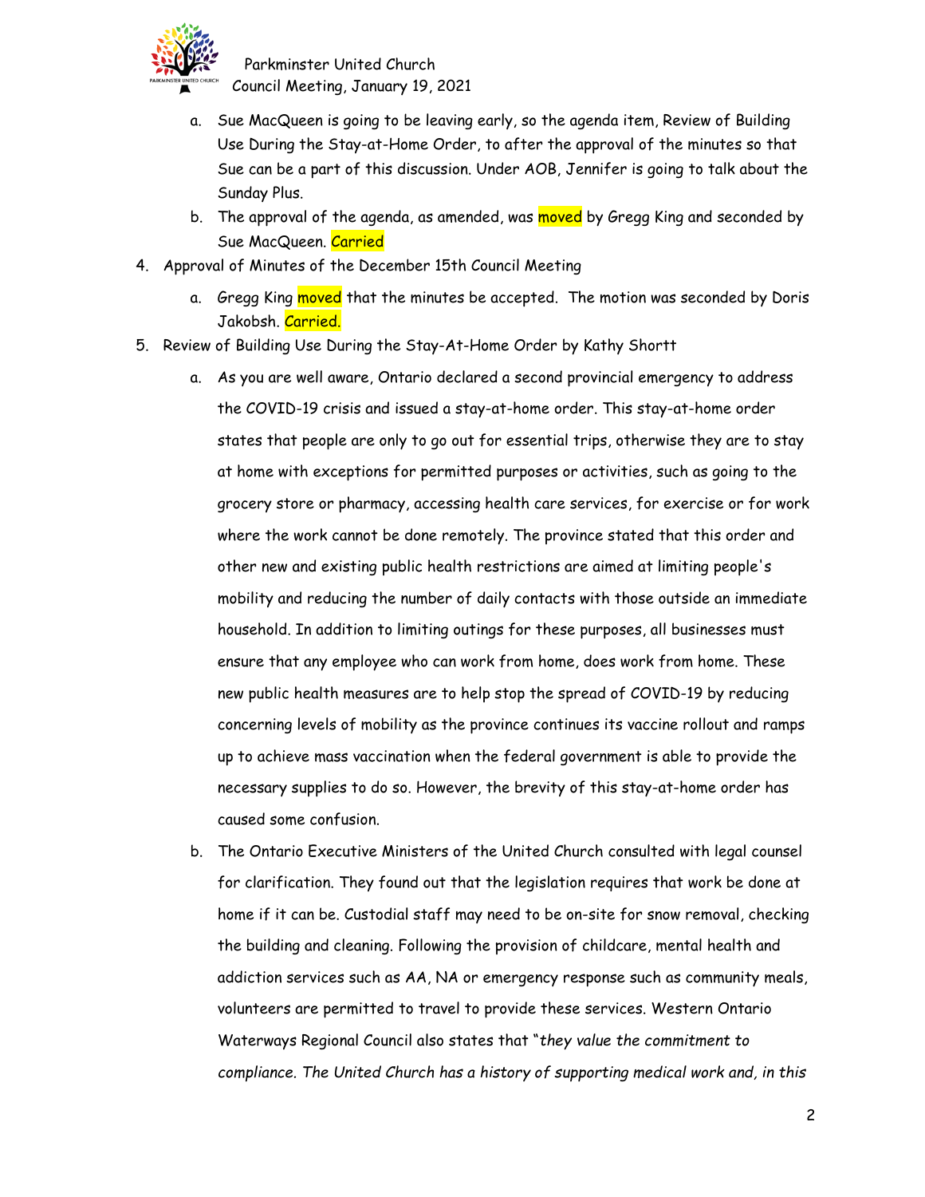a. Sue MacQueen is going to be leaving early, so the agenda item, Review of Building Use During the Stay-at-Home Order, to after the approval of the minutes so that Sue can be a part of this discussion. Under AOB, Jennifer is going to talk about the Sunday Plus.

b. The approval of the agenda, as amended, was moved by Gregg King and seconded by Sue MacQueen. Carried

4. Approval of Minutes of the December 15th Council Meeting

   a. Gregg King moved that the minutes be accepted. The motion was seconded by Doris Jakobsh. Carried.

5. Review of Building Use During the Stay-At-Home Order by Kathy Shortt

   a. As you are well aware, Ontario declared a second provincial emergency to address the COVID-19 crisis and issued a stay-at-home order. This stay-at-home order states that people are only to go out for essential trips, otherwise they are to stay at home with exceptions for permitted purposes or activities, such as going to the grocery store or pharmacy, accessing health care services, for exercise or for work where the work cannot be done remotely. The province stated that this order and other new and existing public health restrictions are aimed at limiting people's mobility and reducing the number of daily contacts with those outside an immediate household. In addition to limiting outings for these purposes, all businesses must ensure that any employee who can work from home, does work from home. These new public health measures are to help stop the spread of COVID-19 by reducing concerning levels of mobility as the province continues its vaccine rollout and ramps up to achieve mass vaccination when the federal government is able to provide the necessary supplies to do so. However, the brevity of this stay-at-home order has caused some confusion.

   b. The Ontario Executive Ministers of the United Church consulted with legal counsel for clarification. They found out that the legislation requires that work be done at home if it can be. Custodial staff may need to be on-site for snow removal, checking the building and cleaning. Following the provision of childcare, mental health and addiction services such as AA, NA or emergency response such as community meals, volunteers are permitted to travel to provide these services. Western Ontario Waterways Regional Council also states that "*they value the commitment to compliance. The United Church has a history of supporting medical work and, in this*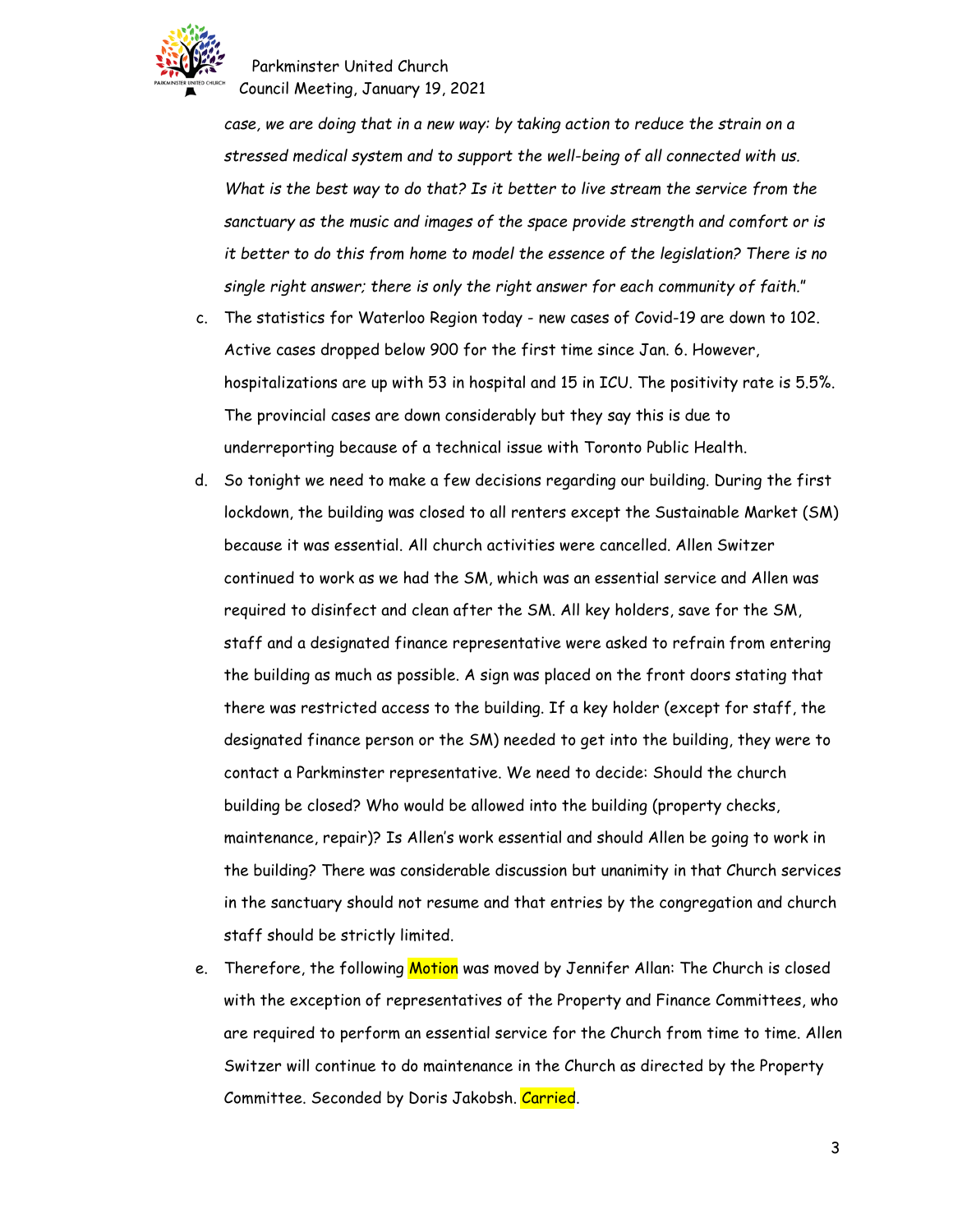*case, we are doing that in a new way: by taking action to reduce the strain on a stressed medical system and to support the well-being of all connected with us. What is the best way to do that? Is it better to live stream the service from the sanctuary as the music and images of the space provide strength and comfort or is it better to do this from home to model the essence of the legislation? There is no single right answer; there is only the right answer for each community of faith."*

c. The statistics for Waterloo Region today - new cases of Covid-19 are down to 102. Active cases dropped below 900 for the first time since Jan. 6. However, hospitalizations are up with 53 in hospital and 15 in ICU. The positivity rate is 5.5%. The provincial cases are down considerably but they say this is due to underreporting because of a technical issue with Toronto Public Health.

d. So tonight we need to make a few decisions regarding our building. During the first lockdown, the building was closed to all renters except the Sustainable Market (SM) because it was essential. All church activities were cancelled. Allen Switzer continued to work as we had the SM, which was an essential service and Allen was required to disinfect and clean after the SM. All key holders, save for the SM, staff and a designated finance representative were asked to refrain from entering the building as much as possible. A sign was placed on the front doors stating that there was restricted access to the building. If a key holder (except for staff, the designated finance person or the SM) needed to get into the building, they were to contact a Parkminster representative. We need to decide: Should the church building be closed? Who would be allowed into the building (property checks, maintenance, repair)? Is Allen's work essential and should Allen be going to work in the building? There was considerable discussion but unanimity in that Church services in the sanctuary should not resume and that entries by the congregation and church staff should be strictly limited.

e. Therefore, the following Motion was moved by Jennifer Allan: The Church is closed with the exception of representatives of the Property and Finance Committees, who are required to perform an essential service for the Church from time to time. Allen Switzer will continue to do maintenance in the Church as directed by the Property Committee. Seconded by Doris Jakobsh. Carried.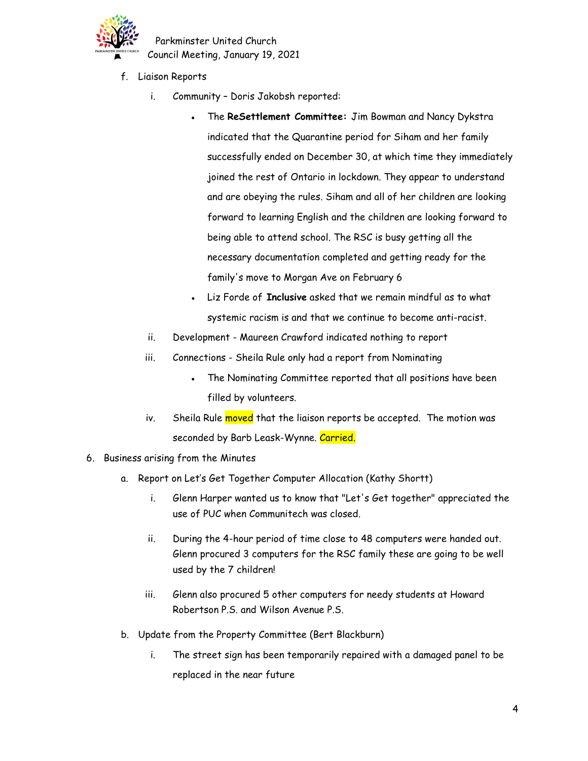f. Liaison Reports

i. Community – Doris Jakobsh reported:

- The **ReSettlement Committee:** Jim Bowman and Nancy Dykstra indicated that the Quarantine period for Siham and her family successfully ended on December 30, at which time they immediately joined the rest of Ontario in lockdown. They appear to understand and are obeying the rules. Siham and all of her children are looking forward to learning English and the children are looking forward to being able to attend school. The RSC is busy getting all the necessary documentation completed and getting ready for the family's move to Morgan Ave on February 6
- Liz Forde of **Inclusive** asked that we remain mindful as to what systemic racism is and that we continue to become anti-racist.

ii. Development - Maureen Crawford indicated nothing to report

iii. Connections - Sheila Rule only had a report from Nominating

- The Nominating Committee reported that all positions have been filled by volunteers.

iv. Sheila Rule moved that the liaison reports be accepted. The motion was seconded by Barb Leask-Wynne. Carried.

6. Business arising from the Minutes

a. Report on Let's Get Together Computer Allocation (Kathy Shortt)

i. Glenn Harper wanted us to know that "Let's Get together" appreciated the use of PUC when Communitech was closed.

ii. During the 4-hour period of time close to 48 computers were handed out. Glenn procured 3 computers for the RSC family these are going to be well used by the 7 children!

iii. Glenn also procured 5 other computers for needy students at Howard Robertson P.S. and Wilson Avenue P.S.

b. Update from the Property Committee (Bert Blackburn)

i. The street sign has been temporarily repaired with a damaged panel to be replaced in the near future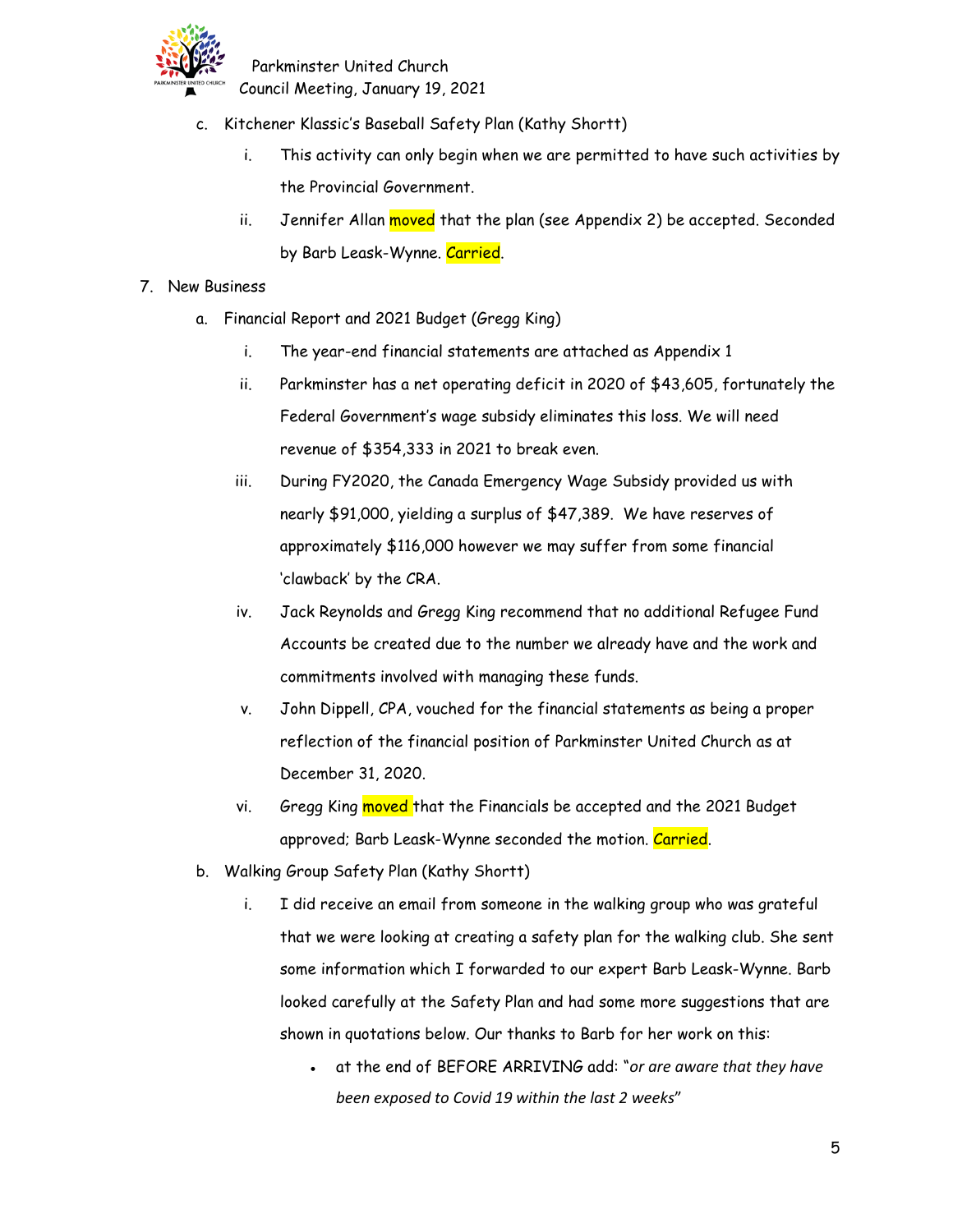c. Kitchener Klassic's Baseball Safety Plan (Kathy Shortt)

   i. This activity can only begin when we are permitted to have such activities by the Provincial Government.

   ii. Jennifer Allan moved that the plan (see Appendix 2) be accepted. Seconded by Barb Leask-Wynne. Carried.

7. New Business

   a. Financial Report and 2021 Budget (Gregg King)

      i. The year-end financial statements are attached as Appendix 1

      ii. Parkminster has a net operating deficit in 2020 of $43,605, fortunately the Federal Government's wage subsidy eliminates this loss. We will need revenue of $354,333 in 2021 to break even.

      iii. During FY2020, the Canada Emergency Wage Subsidy provided us with nearly $91,000, yielding a surplus of $47,389. We have reserves of approximately $116,000 however we may suffer from some financial 'clawback' by the CRA.

      iv. Jack Reynolds and Gregg King recommend that no additional Refugee Fund Accounts be created due to the number we already have and the work and commitments involved with managing these funds.

      v. John Dippell, CPA, vouched for the financial statements as being a proper reflection of the financial position of Parkminster United Church as at December 31, 2020.

      vi. Gregg King moved that the Financials be accepted and the 2021 Budget approved; Barb Leask-Wynne seconded the motion. Carried.

   b. Walking Group Safety Plan (Kathy Shortt)

      i. I did receive an email from someone in the walking group who was grateful that we were looking at creating a safety plan for the walking club. She sent some information which I forwarded to our expert Barb Leask-Wynne. Barb looked carefully at the Safety Plan and had some more suggestions that are shown in quotations below. Our thanks to Barb for her work on this:

         - at the end of BEFORE ARRIVING add: "*or are aware that they have been exposed to Covid 19 within the last 2 weeks*"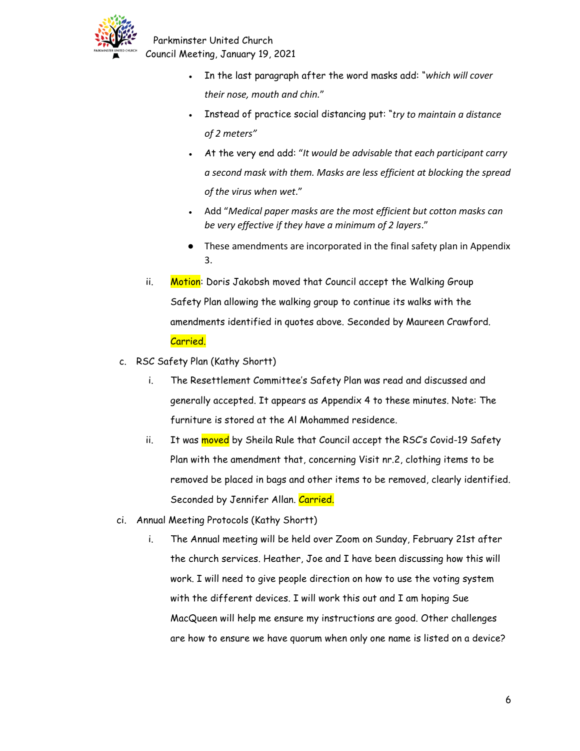- In the last paragraph after the word masks add: "*which will cover their nose, mouth and chin*."
- Instead of practice social distancing put: "*try to maintain a distance of 2 meters"*
- At the very end add: "*It would be advisable that each participant carry a second mask with them. Masks are less efficient at blocking the spread of the virus when wet*."
- Add "*Medical paper masks are the most efficient but cotton masks can be very effective if they have a minimum of 2 layers*."
- These amendments are incorporated in the final safety plan in Appendix 3.

ii. Motion: Doris Jakobsh moved that Council accept the Walking Group Safety Plan allowing the walking group to continue its walks with the amendments identified in quotes above. Seconded by Maureen Crawford. Carried.

c. RSC Safety Plan (Kathy Shortt)

i. The Resettlement Committee's Safety Plan was read and discussed and generally accepted. It appears as Appendix 4 to these minutes. Note: The furniture is stored at the Al Mohammed residence.

ii. It was moved by Sheila Rule that Council accept the RSC's Covid-19 Safety Plan with the amendment that, concerning Visit nr.2, clothing items to be removed be placed in bags and other items to be removed, clearly identified. Seconded by Jennifer Allan. Carried.

ci. Annual Meeting Protocols (Kathy Shortt)

i. The Annual meeting will be held over Zoom on Sunday, February 21st after the church services. Heather, Joe and I have been discussing how this will work. I will need to give people direction on how to use the voting system with the different devices. I will work this out and I am hoping Sue MacQueen will help me ensure my instructions are good. Other challenges are how to ensure we have quorum when only one name is listed on a device?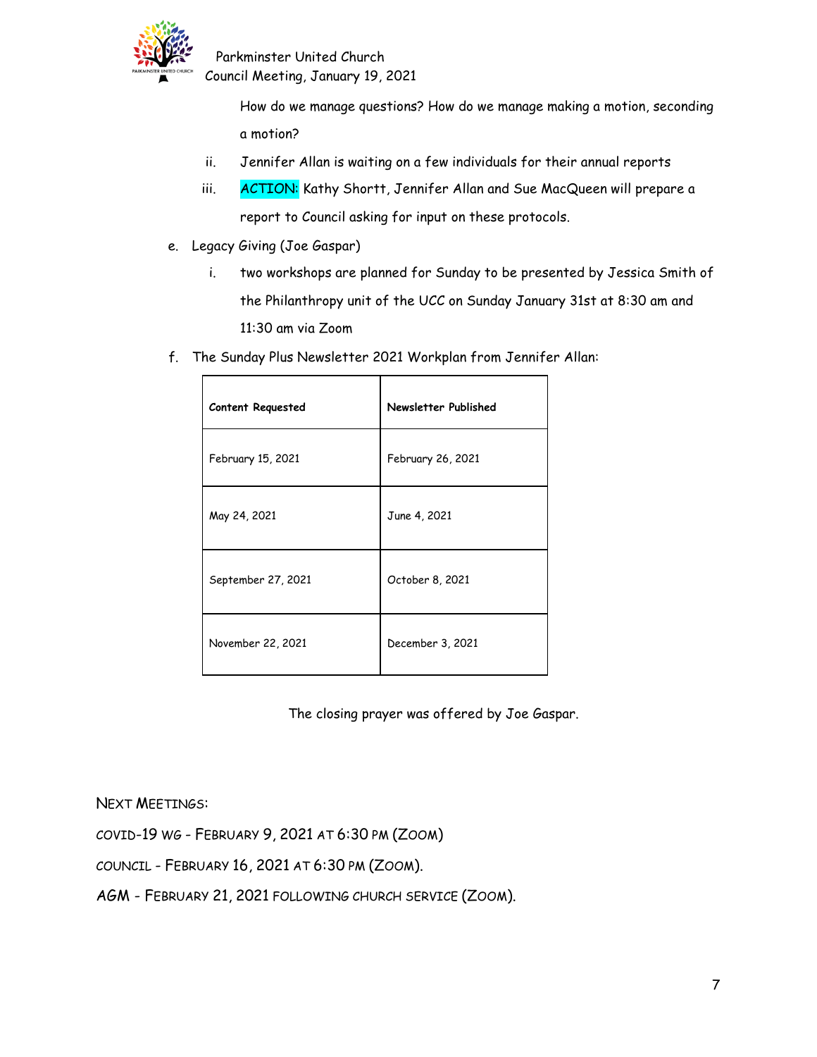How do we manage questions? How do we manage making a motion, seconding a motion?

   ii. Jennifer Allan is waiting on a few individuals for their annual reports

   iii. ACTION: Kathy Shortt, Jennifer Allan and Sue MacQueen will prepare a report to Council asking for input on these protocols.

e. Legacy Giving (Joe Gaspar)

   i. two workshops are planned for Sunday to be presented by Jessica Smith of the Philanthropy unit of the UCC on Sunday January 31st at 8:30 am and 11:30 am via Zoom

f. The Sunday Plus Newsletter 2021 Workplan from Jennifer Allan:

| Content Requested | Newsletter Published |
|---|---|
| February 15, 2021 | February 26, 2021 |
| May 24, 2021 | June 4, 2021 |
| September 27, 2021 | October 8, 2021 |
| November 22, 2021 | December 3, 2021 |

The closing prayer was offered by Joe Gaspar.

NEXT MEETINGS:

COVID-19 WG - FEBRUARY 9, 2021 AT 6:30 PM (ZOOM)

COUNCIL - FEBRUARY 16, 2021 AT 6:30 PM (ZOOM).

AGM - FEBRUARY 21, 2021 FOLLOWING CHURCH SERVICE (ZOOM).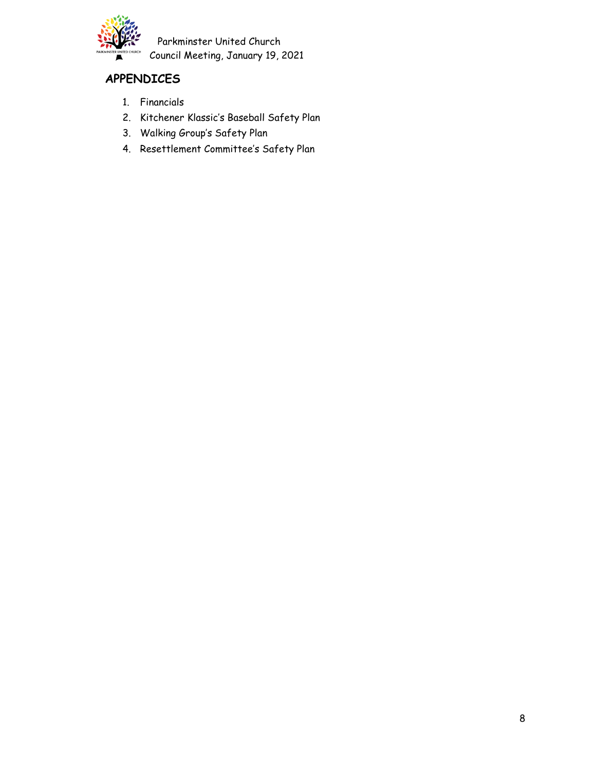## APPENDICES

1. Financials
2. Kitchener Klassic's Baseball Safety Plan
3. Walking Group's Safety Plan
4. Resettlement Committee's Safety Plan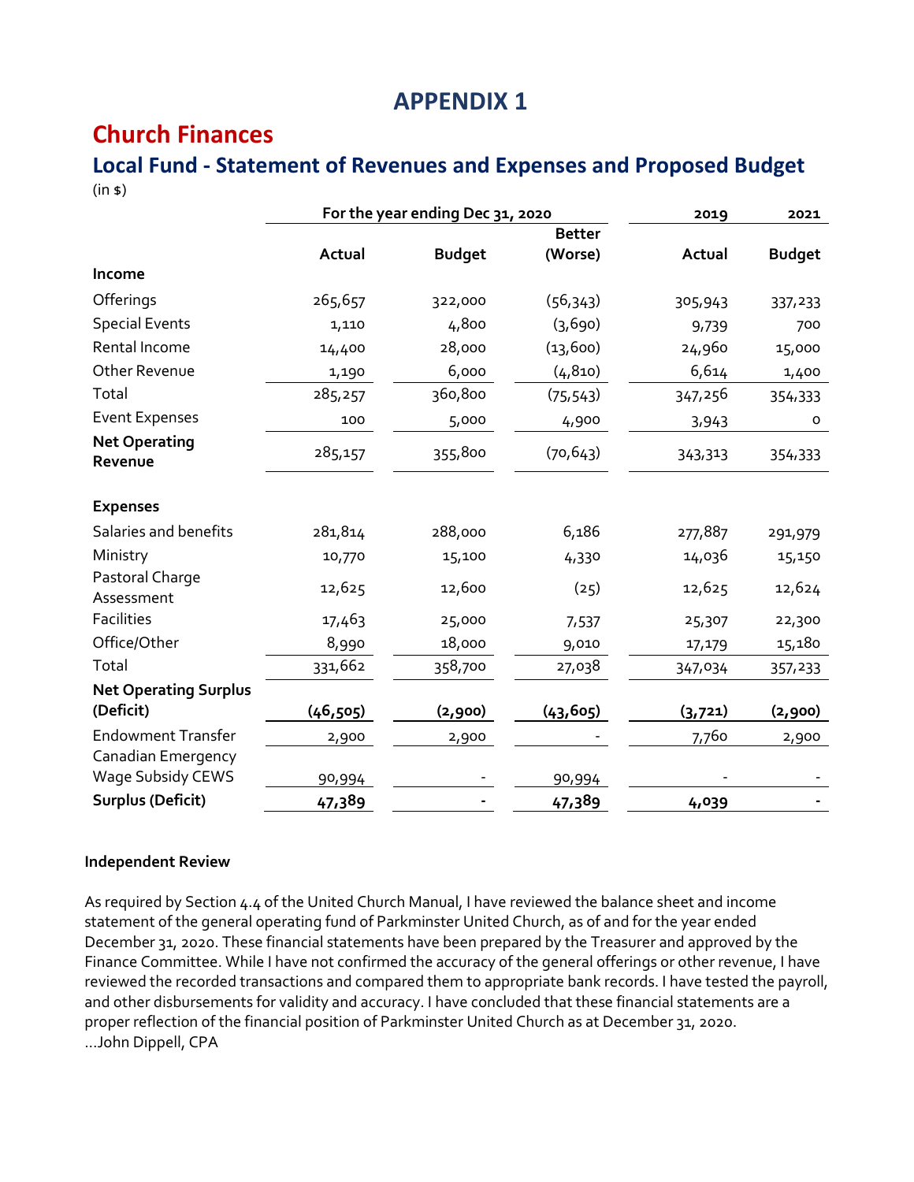# APPENDIX 1

## Church Finances

### Local Fund - Statement of Revenues and Expenses and Proposed Budget

(in $)

| | For the year ending Dec 31, 2020 | | | 2019 | 2021 |
|---|---|---|---|---|---|
| | Actual | Budget | Better (Worse) | Actual | Budget |
| **Income** | | | | | |
| Offerings | 265,657 | 322,000 | (56,343) | 305,943 | 337,233 |
| Special Events | 1,110 | 4,800 | (3,690) | 9,739 | 700 |
| Rental Income | 14,400 | 28,000 | (13,600) | 24,960 | 15,000 |
| Other Revenue | 1,190 | 6,000 | (4,810) | 6,614 | 1,400 |
| Total | 285,257 | 360,800 | (75,543) | 347,256 | 354,333 |
| Event Expenses | 100 | 5,000 | 4,900 | 3,943 | 0 |
| **Net Operating Revenue** | 285,157 | 355,800 | (70,643) | 343,313 | 354,333 |
| **Expenses** | | | | | |
| Salaries and benefits | 281,814 | 288,000 | 6,186 | 277,887 | 291,979 |
| Ministry | 10,770 | 15,100 | 4,330 | 14,036 | 15,150 |
| Pastoral Charge Assessment | 12,625 | 12,600 | (25) | 12,625 | 12,624 |
| Facilities | 17,463 | 25,000 | 7,537 | 25,307 | 22,300 |
| Office/Other | 8,990 | 18,000 | 9,010 | 17,179 | 15,180 |
| Total | 331,662 | 358,700 | 27,038 | 347,034 | 357,233 |
| **Net Operating Surplus (Deficit)** | **(46,505)** | **(2,900)** | **(43,605)** | **(3,721)** | **(2,900)** |
| Endowment Transfer | 2,900 | 2,900 | - | 7,760 | 2,900 |
| Canadian Emergency Wage Subsidy CEWS | 90,994 | - | 90,994 | - | - |
| **Surplus (Deficit)** | **47,389** | **-** | **47,389** | **4,039** | **-** |

**Independent Review**

As required by Section 4.4 of the United Church Manual, I have reviewed the balance sheet and income statement of the general operating fund of Parkminster United Church, as of and for the year ended December 31, 2020. These financial statements have been prepared by the Treasurer and approved by the Finance Committee. While I have not confirmed the accuracy of the general offerings or other revenue, I have reviewed the recorded transactions and compared them to appropriate bank records. I have tested the payroll, and other disbursements for validity and accuracy. I have concluded that these financial statements are a proper reflection of the financial position of Parkminster United Church as at December 31, 2020.
...John Dippell, CPA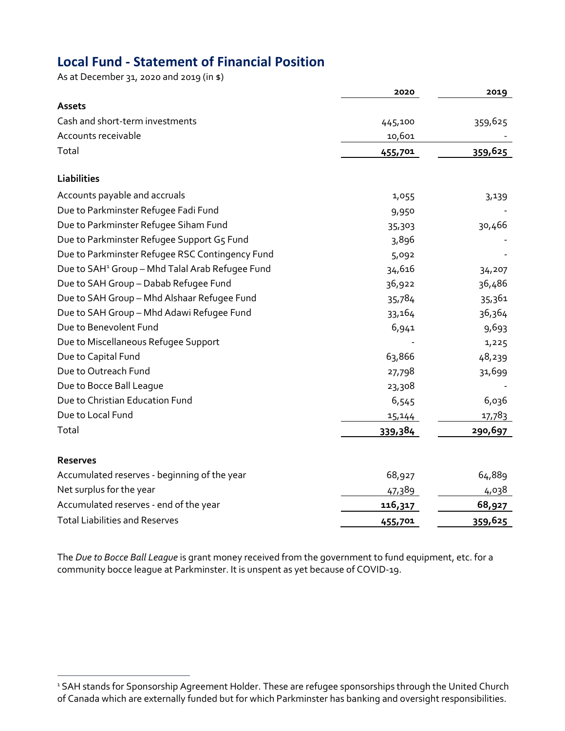## Local Fund - Statement of Financial Position

As at December 31, 2020 and 2019 (in $)

| | 2020 | 2019 |
|---|---|---|
| **Assets** | | |
| Cash and short-term investments | 445,100 | 359,625 |
| Accounts receivable | 10,601 | - |
| Total | **455,701** | **359,625** |
| | | |
| **Liabilities** | | |
| Accounts payable and accruals | 1,055 | 3,139 |
| Due to Parkminster Refugee Fadi Fund | 9,950 | - |
| Due to Parkminster Refugee Siham Fund | 35,303 | 30,466 |
| Due to Parkminster Refugee Support G5 Fund | 3,896 | - |
| Due to Parkminster Refugee RSC Contingency Fund | 5,092 | - |
| Due to SAH[1] Group – Mhd Talal Arab Refugee Fund | 34,616 | 34,207 |
| Due to SAH Group – Dabab Refugee Fund | 36,922 | 36,486 |
| Due to SAH Group – Mhd Alshaar Refugee Fund | 35,784 | 35,361 |
| Due to SAH Group – Mhd Adawi Refugee Fund | 33,164 | 36,364 |
| Due to Benevolent Fund | 6,941 | 9,693 |
| Due to Miscellaneous Refugee Support | - | 1,225 |
| Due to Capital Fund | 63,866 | 48,239 |
| Due to Outreach Fund | 27,798 | 31,699 |
| Due to Bocce Ball League | 23,308 | - |
| Due to Christian Education Fund | 6,545 | 6,036 |
| Due to Local Fund | 15,144 | 17,783 |
| Total | **339,384** | **290,697** |
| | | |
| **Reserves** | | |
| Accumulated reserves - beginning of the year | 68,927 | 64,889 |
| Net surplus for the year | 47,389 | 4,038 |
| Accumulated reserves - end of the year | **116,317** | **68,927** |
| Total Liabilities and Reserves | **455,701** | **359,625** |

The *Due to Bocce Ball League* is grant money received from the government to fund equipment, etc. for a community bocce league at Parkminster. It is unspent as yet because of COVID-19.

[1] SAH stands for Sponsorship Agreement Holder. These are refugee sponsorships through the United Church of Canada which are externally funded but for which Parkminster has banking and oversight responsibilities.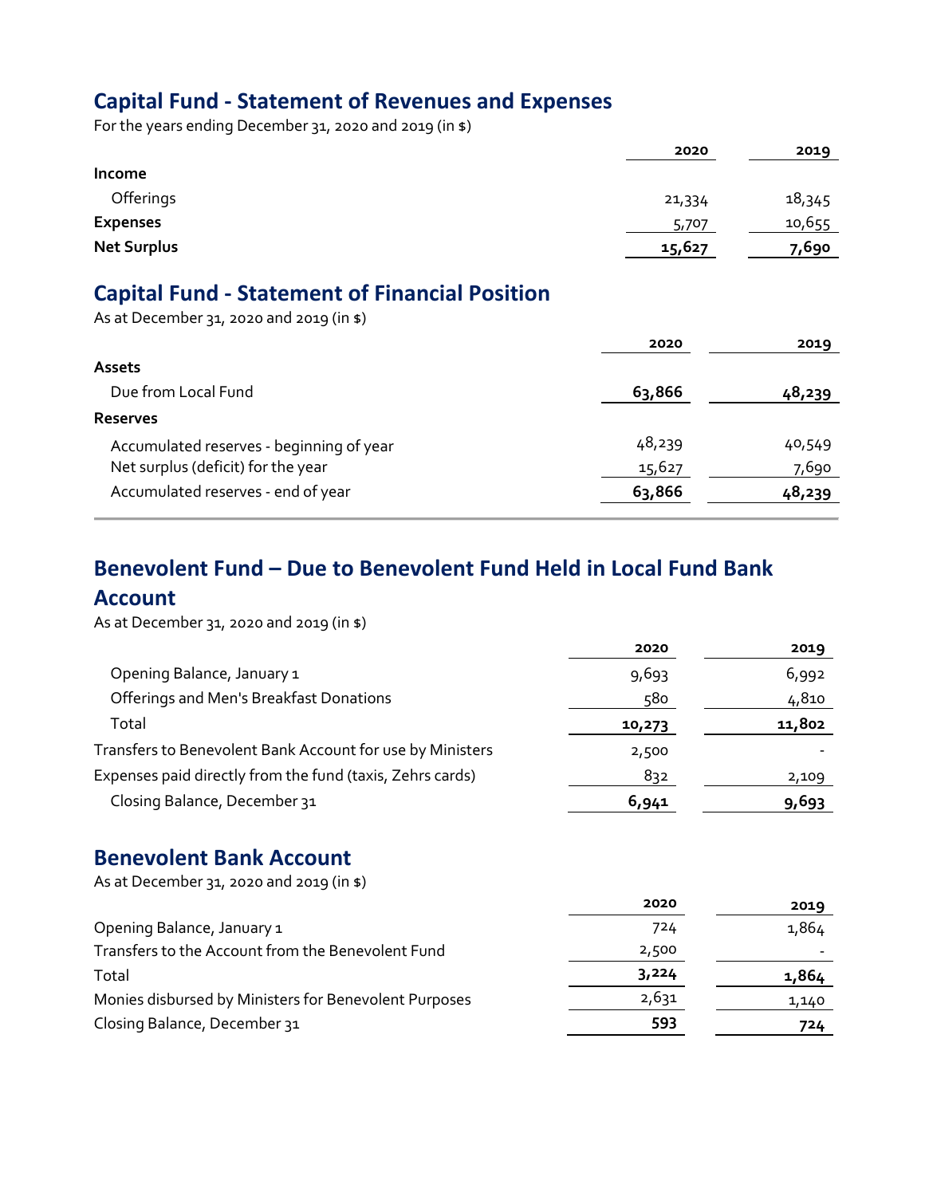## Capital Fund - Statement of Revenues and Expenses

For the years ending December 31, 2020 and 2019 (in $)

| | 2020 | 2019 |
|---|---|---|
| **Income** | | |
| Offerings | 21,334 | 18,345 |
| **Expenses** | 5,707 | 10,655 |
| **Net Surplus** | **15,627** | **7,690** |

## Capital Fund - Statement of Financial Position

As at December 31, 2020 and 2019 (in $)

| | 2020 | 2019 |
|---|---|---|
| **Assets** | | |
| Due from Local Fund | **63,866** | **48,239** |
| **Reserves** | | |
| Accumulated reserves - beginning of year | 48,239 | 40,549 |
| Net surplus (deficit) for the year | 15,627 | 7,690 |
| Accumulated reserves - end of year | **63,866** | **48,239** |

## Benevolent Fund – Due to Benevolent Fund Held in Local Fund Bank Account

As at December 31, 2020 and 2019 (in $)

| | 2020 | 2019 |
|---|---|---|
| Opening Balance, January 1 | 9,693 | 6,992 |
| Offerings and Men's Breakfast Donations | 580 | 4,810 |
| Total | **10,273** | **11,802** |
| Transfers to Benevolent Bank Account for use by Ministers | 2,500 | - |
| Expenses paid directly from the fund (taxis, Zehrs cards) | 832 | 2,109 |
| Closing Balance, December 31 | **6,941** | **9,693** |

## Benevolent Bank Account

As at December 31, 2020 and 2019 (in $)

| | 2020 | 2019 |
|---|---|---|
| Opening Balance, January 1 | 724 | 1,864 |
| Transfers to the Account from the Benevolent Fund | 2,500 | - |
| Total | **3,224** | **1,864** |
| Monies disbursed by Ministers for Benevolent Purposes | 2,631 | 1,140 |
| Closing Balance, December 31 | **593** | **724** |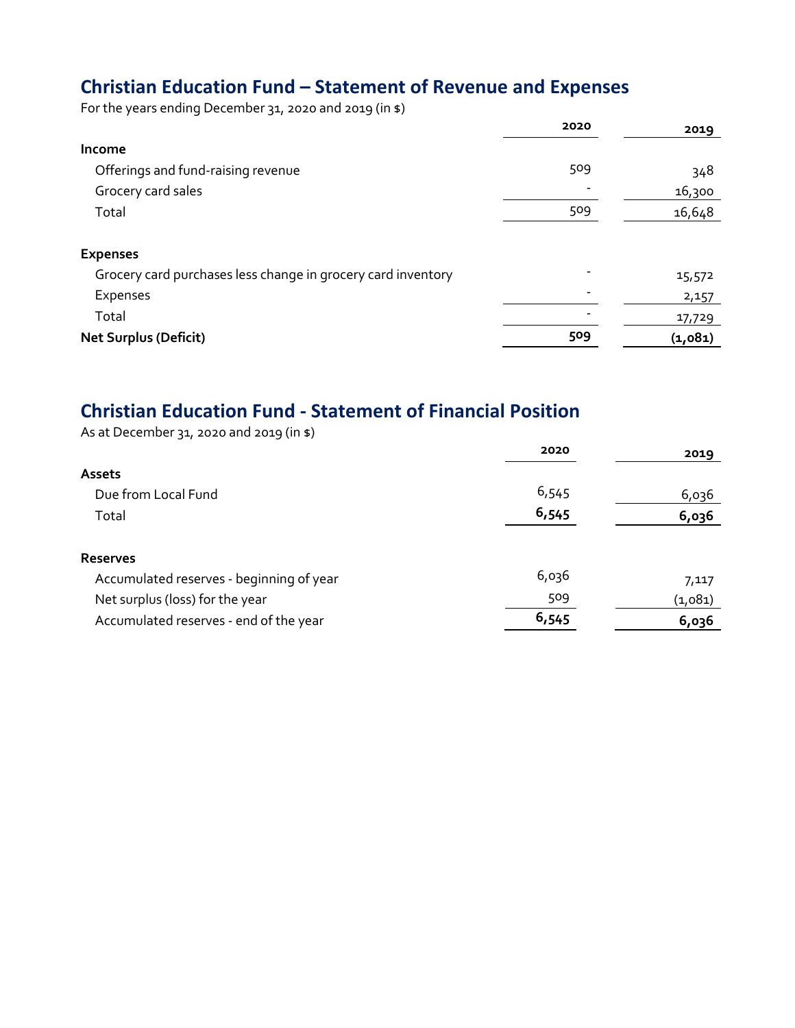## Christian Education Fund – Statement of Revenue and Expenses

For the years ending December 31, 2020 and 2019 (in $)

| | 2020 | 2019 |
|---|---|---|
| **Income** | | |
| Offerings and fund-raising revenue | 509 | 348 |
| Grocery card sales | - | 16,300 |
| Total | 509 | 16,648 |
| | | |
| **Expenses** | | |
| Grocery card purchases less change in grocery card inventory | - | 15,572 |
| Expenses | - | 2,157 |
| Total | - | 17,729 |
| **Net Surplus (Deficit)** | **509** | **(1,081)** |

## Christian Education Fund - Statement of Financial Position

As at December 31, 2020 and 2019 (in $)

| | 2020 | 2019 |
|---|---|---|
| **Assets** | | |
| Due from Local Fund | 6,545 | 6,036 |
| Total | **6,545** | **6,036** |
| | | |
| **Reserves** | | |
| Accumulated reserves - beginning of year | 6,036 | 7,117 |
| Net surplus (loss) for the year | 509 | (1,081) |
| Accumulated reserves - end of the year | **6,545** | **6,036** |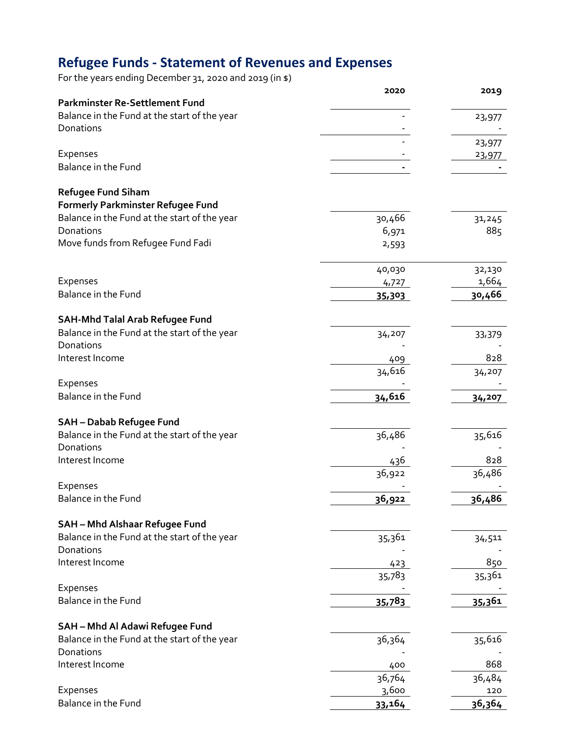## Refugee Funds - Statement of Revenues and Expenses

For the years ending December 31, 2020 and 2019 (in $)

| | 2020 | 2019 |
|---|---|---|
| **Parkminster Re-Settlement Fund** | | |
| Balance in the Fund at the start of the year | - | 23,977 |
| Donations | - | - |
| | - | 23,977 |
| Expenses | - | 23,977 |
| Balance in the Fund | **-** | **-** |
| | | |
| **Refugee Fund Siham** | | |
| **Formerly Parkminster Refugee Fund** | | |
| Balance in the Fund at the start of the year | 30,466 | 31,245 |
| Donations | 6,971 | 885 |
| Move funds from Refugee Fund Fadi | 2,593 | |
| | 40,030 | 32,130 |
| Expenses | 4,727 | 1,664 |
| Balance in the Fund | **35,303** | **30,466** |
| | | |
| **SAH-Mhd Talal Arab Refugee Fund** | | |
| Balance in the Fund at the start of the year | 34,207 | 33,379 |
| Donations | - | - |
| Interest Income | 409 | 828 |
| | 34,616 | 34,207 |
| Expenses | - | - |
| Balance in the Fund | **34,616** | **34,207** |
| | | |
| **SAH – Dabab Refugee Fund** | | |
| Balance in the Fund at the start of the year | 36,486 | 35,616 |
| Donations | - | - |
| Interest Income | 436 | 828 |
| | 36,922 | 36,486 |
| Expenses | - | - |
| Balance in the Fund | **36,922** | **36,486** |
| | | |
| **SAH – Mhd Alshaar Refugee Fund** | | |
| Balance in the Fund at the start of the year | 35,361 | 34,511 |
| Donations | - | - |
| Interest Income | 423 | 850 |
| | 35,783 | 35,361 |
| Expenses | - | - |
| Balance in the Fund | **35,783** | **35,361** |
| | | |
| **SAH – Mhd Al Adawi Refugee Fund** | | |
| Balance in the Fund at the start of the year | 36,364 | 35,616 |
| Donations | - | - |
| Interest Income | 400 | 868 |
| | 36,764 | 36,484 |
| Expenses | 3,600 | 120 |
| Balance in the Fund | **33,164** | **36,364** |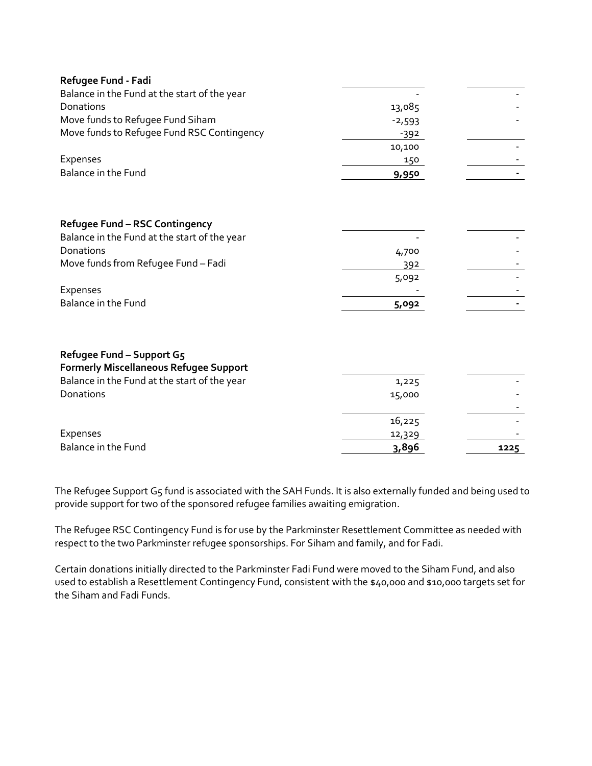**Refugee Fund - Fadi**

| | | |
|---|---|---|
| Balance in the Fund at the start of the year | - | - |
| Donations | 13,085 | - |
| Move funds to Refugee Fund Siham | -2,593 | - |
| Move funds to Refugee Fund RSC Contingency | -392 | |
| | 10,100 | - |
| Expenses | 150 | - |
| Balance in the Fund | **9,950** | **-** |

**Refugee Fund – RSC Contingency**

| | | |
|---|---|---|
| Balance in the Fund at the start of the year | - | - |
| Donations | 4,700 | - |
| Move funds from Refugee Fund – Fadi | 392 | - |
| | 5,092 | - |
| Expenses | - | - |
| Balance in the Fund | **5,092** | **-** |

**Refugee Fund – Support G5**
**Formerly Miscellaneous Refugee Support**

| | | |
|---|---|---|
| Balance in the Fund at the start of the year | 1,225 | - |
| Donations | 15,000 | - |
| | | - |
| | 16,225 | - |
| Expenses | 12,329 | - |
| Balance in the Fund | **3,896** | **1225** |

The Refugee Support G5 fund is associated with the SAH Funds. It is also externally funded and being used to provide support for two of the sponsored refugee families awaiting emigration.

The Refugee RSC Contingency Fund is for use by the Parkminster Resettlement Committee as needed with respect to the two Parkminster refugee sponsorships. For Siham and family, and for Fadi.

Certain donations initially directed to the Parkminster Fadi Fund were moved to the Siham Fund, and also used to establish a Resettlement Contingency Fund, consistent with the $40,000 and $10,000 targets set for the Siham and Fadi Funds.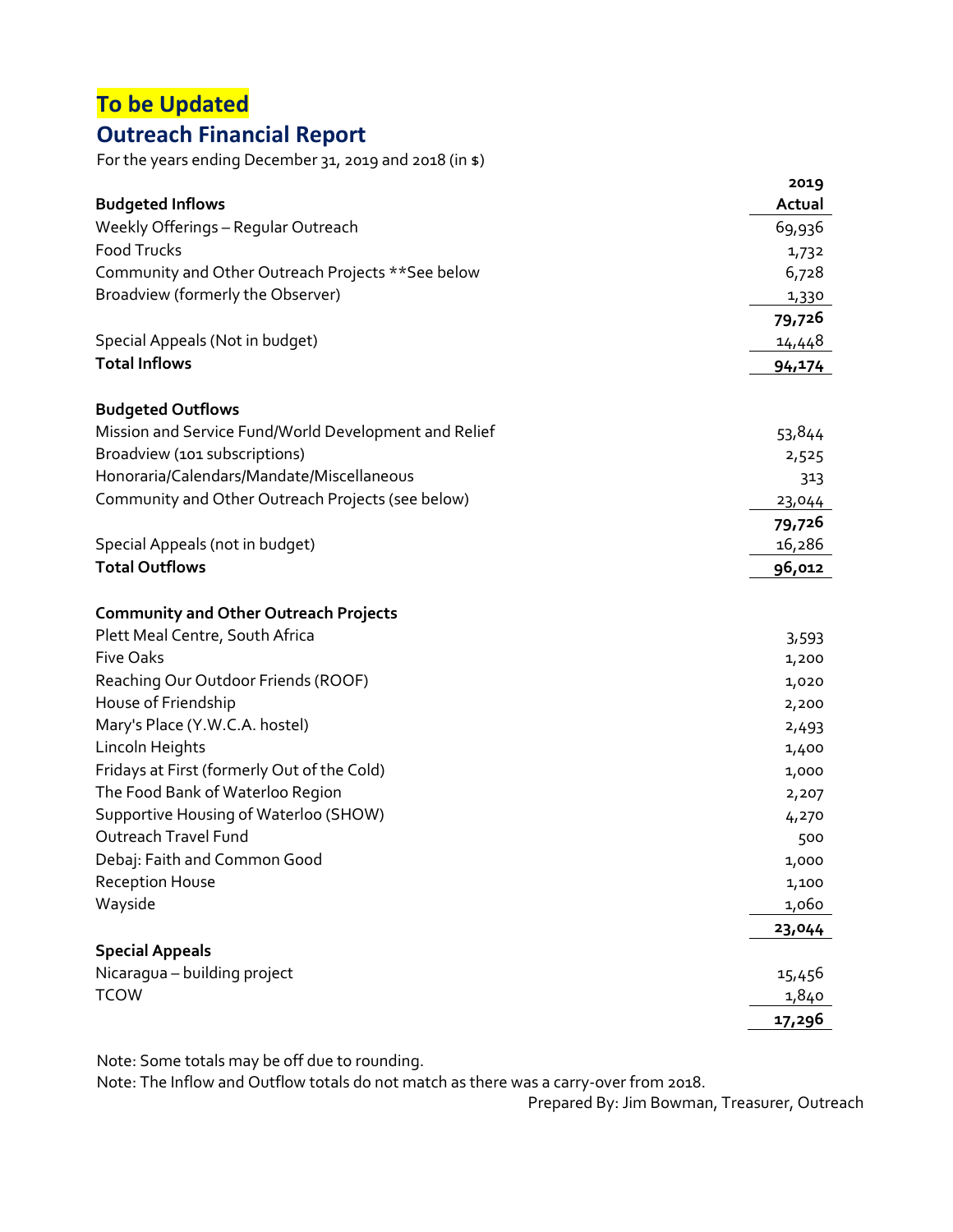**To be Updated**

## Outreach Financial Report

For the years ending December 31, 2019 and 2018 (in $)

| | 2019 Actual |
|---|---|
| **Budgeted Inflows** | |
| Weekly Offerings – Regular Outreach | 69,936 |
| Food Trucks | 1,732 |
| Community and Other Outreach Projects **See below | 6,728 |
| Broadview (formerly the Observer) | 1,330 |
| | **79,726** |
| Special Appeals (Not in budget) | 14,448 |
| **Total Inflows** | **94,174** |
| | |
| **Budgeted Outflows** | |
| Mission and Service Fund/World Development and Relief | 53,844 |
| Broadview (101 subscriptions) | 2,525 |
| Honoraria/Calendars/Mandate/Miscellaneous | 313 |
| Community and Other Outreach Projects (see below) | 23,044 |
| | **79,726** |
| Special Appeals (not in budget) | 16,286 |
| **Total Outflows** | **96,012** |
| | |
| **Community and Other Outreach Projects** | |
| Plett Meal Centre, South Africa | 3,593 |
| Five Oaks | 1,200 |
| Reaching Our Outdoor Friends (ROOF) | 1,020 |
| House of Friendship | 2,200 |
| Mary's Place (Y.W.C.A. hostel) | 2,493 |
| Lincoln Heights | 1,400 |
| Fridays at First (formerly Out of the Cold) | 1,000 |
| The Food Bank of Waterloo Region | 2,207 |
| Supportive Housing of Waterloo (SHOW) | 4,270 |
| Outreach Travel Fund | 500 |
| Debaj: Faith and Common Good | 1,000 |
| Reception House | 1,100 |
| Wayside | 1,060 |
| | **23,044** |
| **Special Appeals** | |
| Nicaragua – building project | 15,456 |
| TCOW | 1,840 |
| | **17,296** |

Note: Some totals may be off due to rounding.

Note: The Inflow and Outflow totals do not match as there was a carry-over from 2018.

Prepared By: Jim Bowman, Treasurer, Outreach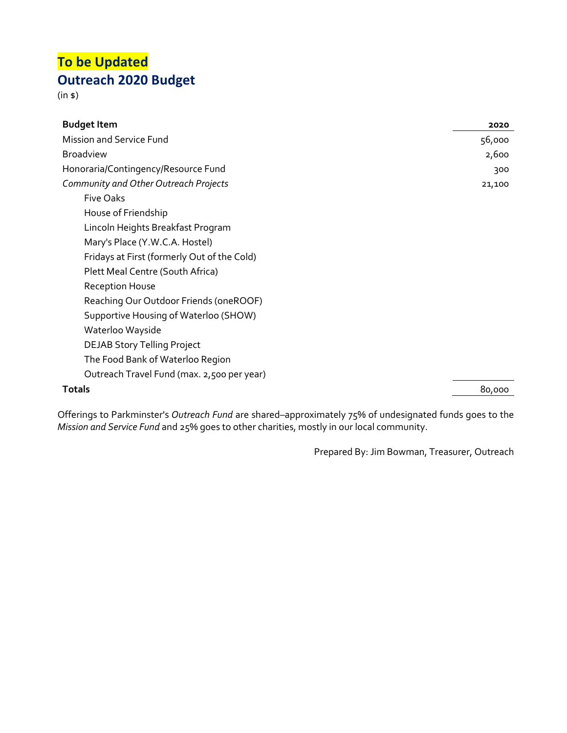# To be Updated

## Outreach 2020 Budget

(in $)

| Budget Item | 2020 |
|---|---|
| Mission and Service Fund | 56,000 |
| Broadview | 2,600 |
| Honoraria/Contingency/Resource Fund | 300 |
| *Community and Other Outreach Projects* | 21,100 |
| Five Oaks | |
| House of Friendship | |
| Lincoln Heights Breakfast Program | |
| Mary's Place (Y.W.C.A. Hostel) | |
| Fridays at First (formerly Out of the Cold) | |
| Plett Meal Centre (South Africa) | |
| Reception House | |
| Reaching Our Outdoor Friends (oneROOF) | |
| Supportive Housing of Waterloo (SHOW) | |
| Waterloo Wayside | |
| DEJAB Story Telling Project | |
| The Food Bank of Waterloo Region | |
| Outreach Travel Fund (max. 2,500 per year) | |
| **Totals** | 80,000 |

Offerings to Parkminster's *Outreach Fund* are shared–approximately 75% of undesignated funds goes to the *Mission and Service Fund* and 25% goes to other charities, mostly in our local community.

Prepared By: Jim Bowman, Treasurer, Outreach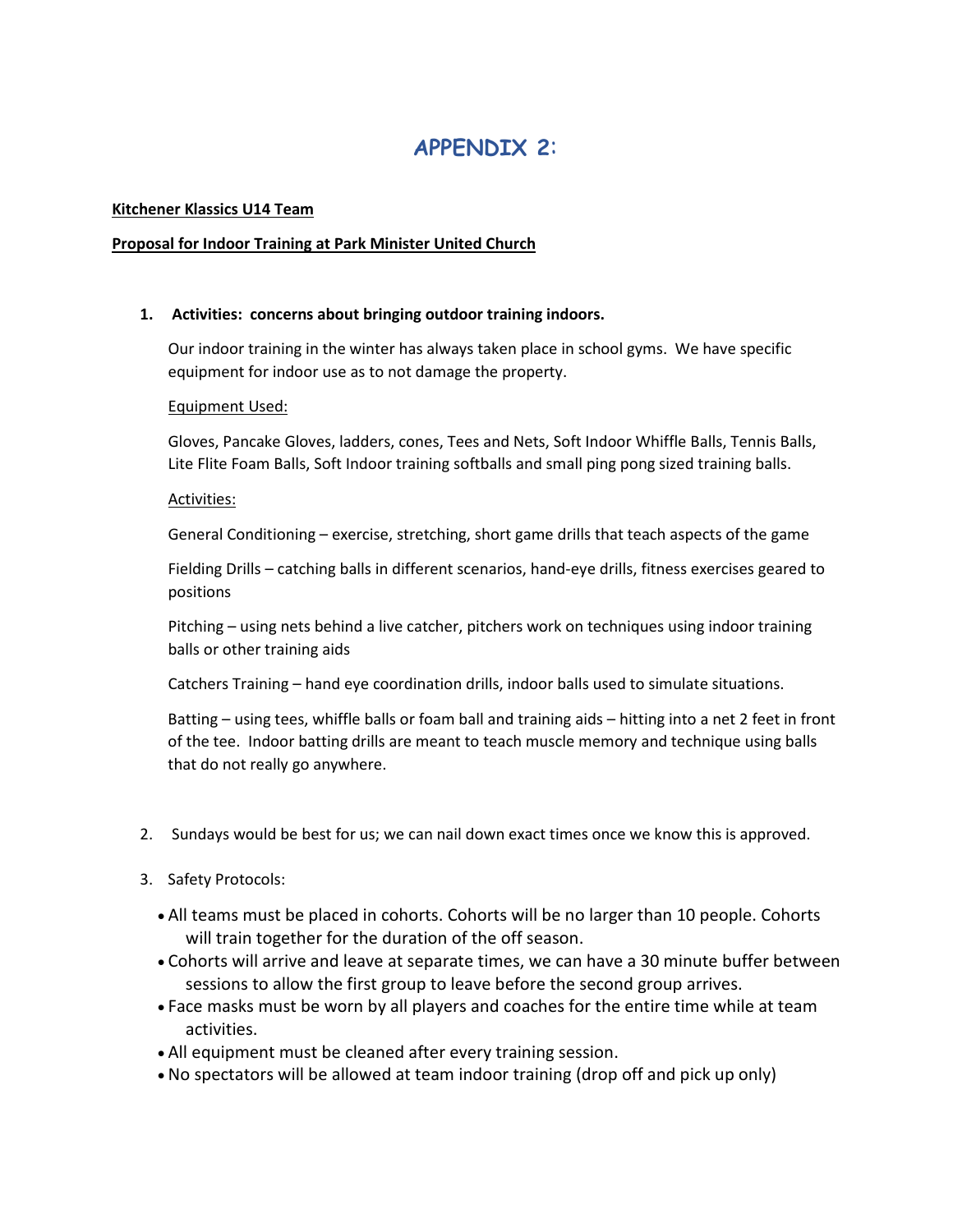# APPENDIX 2:

**Kitchener Klassics U14 Team**

**Proposal for Indoor Training at Park Minister United Church**

1. **Activities: concerns about bringing outdoor training indoors.**

   Our indoor training in the winter has always taken place in school gyms. We have specific equipment for indoor use as to not damage the property.

   Equipment Used:

   Gloves, Pancake Gloves, ladders, cones, Tees and Nets, Soft Indoor Whiffle Balls, Tennis Balls, Lite Flite Foam Balls, Soft Indoor training softballs and small ping pong sized training balls.

   Activities:

   General Conditioning – exercise, stretching, short game drills that teach aspects of the game

   Fielding Drills – catching balls in different scenarios, hand-eye drills, fitness exercises geared to positions

   Pitching – using nets behind a live catcher, pitchers work on techniques using indoor training balls or other training aids

   Catchers Training – hand eye coordination drills, indoor balls used to simulate situations.

   Batting – using tees, whiffle balls or foam ball and training aids – hitting into a net 2 feet in front of the tee. Indoor batting drills are meant to teach muscle memory and technique using balls that do not really go anywhere.

2. Sundays would be best for us; we can nail down exact times once we know this is approved.

3. Safety Protocols:
   - All teams must be placed in cohorts. Cohorts will be no larger than 10 people. Cohorts will train together for the duration of the off season.
   - Cohorts will arrive and leave at separate times, we can have a 30 minute buffer between sessions to allow the first group to leave before the second group arrives.
   - Face masks must be worn by all players and coaches for the entire time while at team activities.
   - All equipment must be cleaned after every training session.
   - No spectators will be allowed at team indoor training (drop off and pick up only)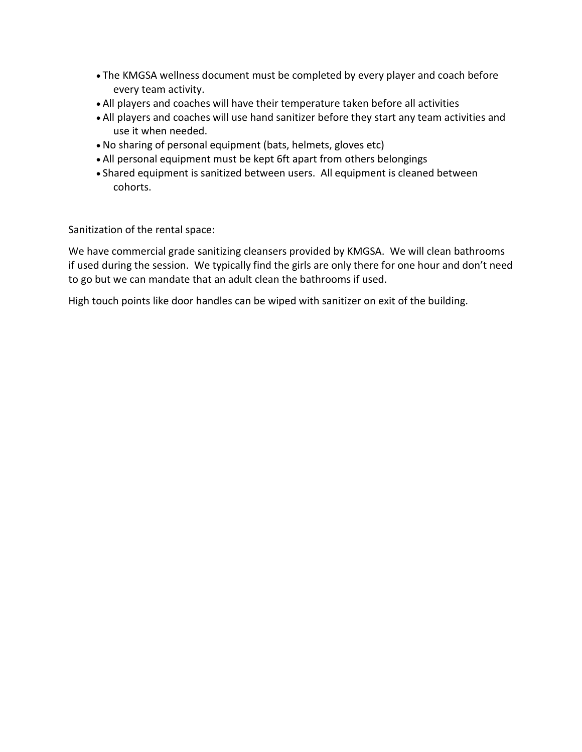- The KMGSA wellness document must be completed by every player and coach before every team activity.
- All players and coaches will have their temperature taken before all activities
- All players and coaches will use hand sanitizer before they start any team activities and use it when needed.
- No sharing of personal equipment (bats, helmets, gloves etc)
- All personal equipment must be kept 6ft apart from others belongings
- Shared equipment is sanitized between users. All equipment is cleaned between cohorts.

Sanitization of the rental space:

We have commercial grade sanitizing cleansers provided by KMGSA. We will clean bathrooms if used during the session. We typically find the girls are only there for one hour and don't need to go but we can mandate that an adult clean the bathrooms if used.

High touch points like door handles can be wiped with sanitizer on exit of the building.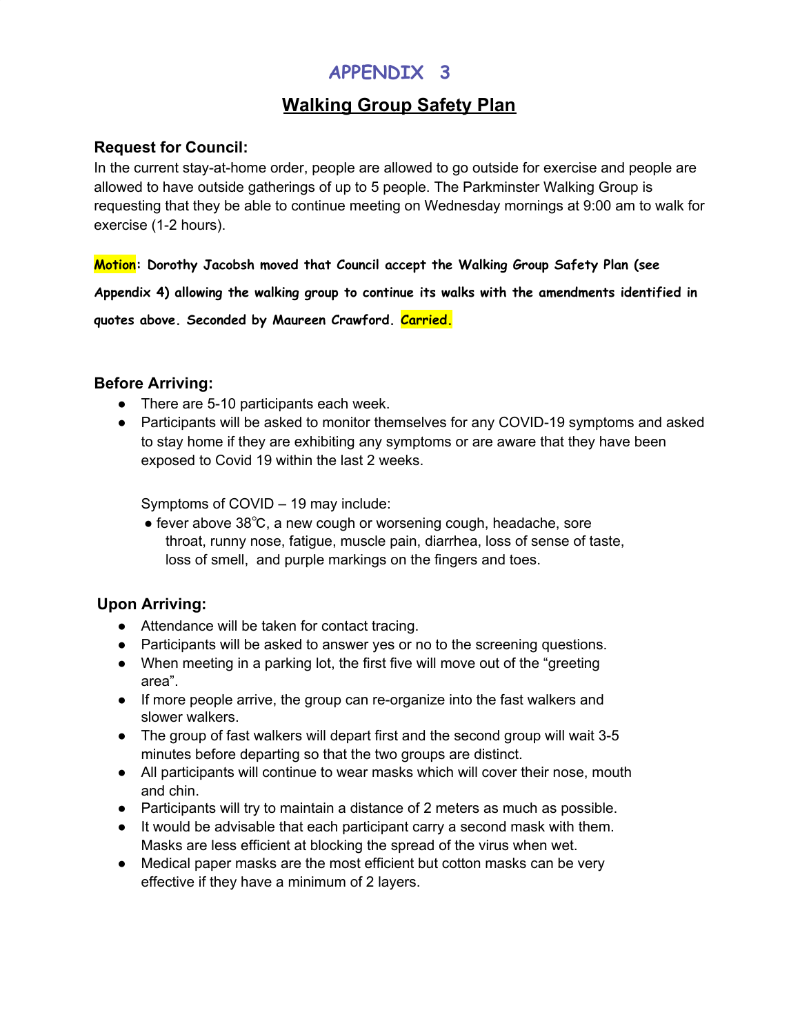# APPENDIX 3

## Walking Group Safety Plan

### Request for Council:

In the current stay-at-home order, people are allowed to go outside for exercise and people are allowed to have outside gatherings of up to 5 people. The Parkminster Walking Group is requesting that they be able to continue meeting on Wednesday mornings at 9:00 am to walk for exercise (1-2 hours).

**Motion: Dorothy Jacobsh moved that Council accept the Walking Group Safety Plan (see Appendix 4) allowing the walking group to continue its walks with the amendments identified in quotes above. Seconded by Maureen Crawford. Carried.**

### Before Arriving:

- There are 5-10 participants each week.
- Participants will be asked to monitor themselves for any COVID-19 symptoms and asked to stay home if they are exhibiting any symptoms or are aware that they have been exposed to Covid 19 within the last 2 weeks.

  Symptoms of COVID – 19 may include:
  - fever above 38℃, a new cough or worsening cough, headache, sore throat, runny nose, fatigue, muscle pain, diarrhea, loss of sense of taste, loss of smell, and purple markings on the fingers and toes.

### Upon Arriving:

- Attendance will be taken for contact tracing.
- Participants will be asked to answer yes or no to the screening questions.
- When meeting in a parking lot, the first five will move out of the "greeting area".
- If more people arrive, the group can re-organize into the fast walkers and slower walkers.
- The group of fast walkers will depart first and the second group will wait 3-5 minutes before departing so that the two groups are distinct.
- All participants will continue to wear masks which will cover their nose, mouth and chin.
- Participants will try to maintain a distance of 2 meters as much as possible.
- It would be advisable that each participant carry a second mask with them. Masks are less efficient at blocking the spread of the virus when wet.
- Medical paper masks are the most efficient but cotton masks can be very effective if they have a minimum of 2 layers.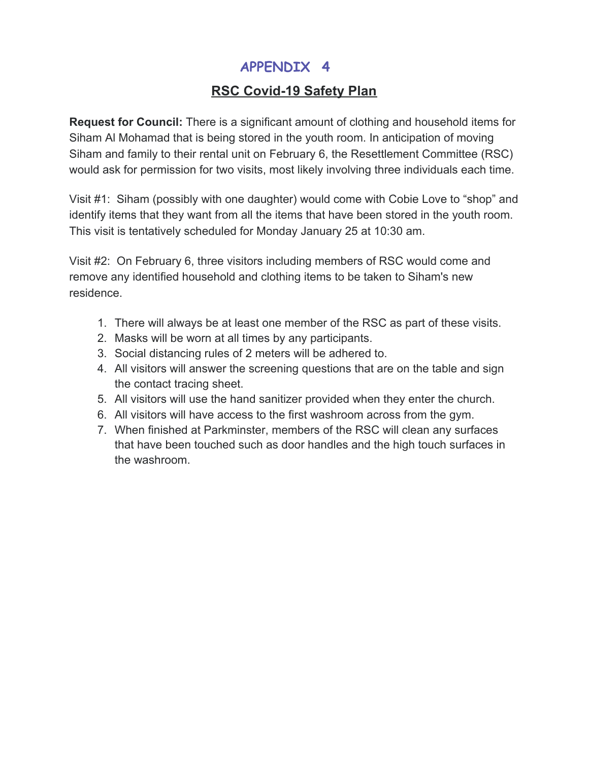# APPENDIX 4

## RSC Covid-19 Safety Plan

**Request for Council:** There is a significant amount of clothing and household items for Siham Al Mohamad that is being stored in the youth room. In anticipation of moving Siham and family to their rental unit on February 6, the Resettlement Committee (RSC) would ask for permission for two visits, most likely involving three individuals each time.

Visit #1: Siham (possibly with one daughter) would come with Cobie Love to “shop” and identify items that they want from all the items that have been stored in the youth room. This visit is tentatively scheduled for Monday January 25 at 10:30 am.

Visit #2: On February 6, three visitors including members of RSC would come and remove any identified household and clothing items to be taken to Siham's new residence.

1. There will always be at least one member of the RSC as part of these visits.
2. Masks will be worn at all times by any participants.
3. Social distancing rules of 2 meters will be adhered to.
4. All visitors will answer the screening questions that are on the table and sign the contact tracing sheet.
5. All visitors will use the hand sanitizer provided when they enter the church.
6. All visitors will have access to the first washroom across from the gym.
7. When finished at Parkminster, members of the RSC will clean any surfaces that have been touched such as door handles and the high touch surfaces in the washroom.